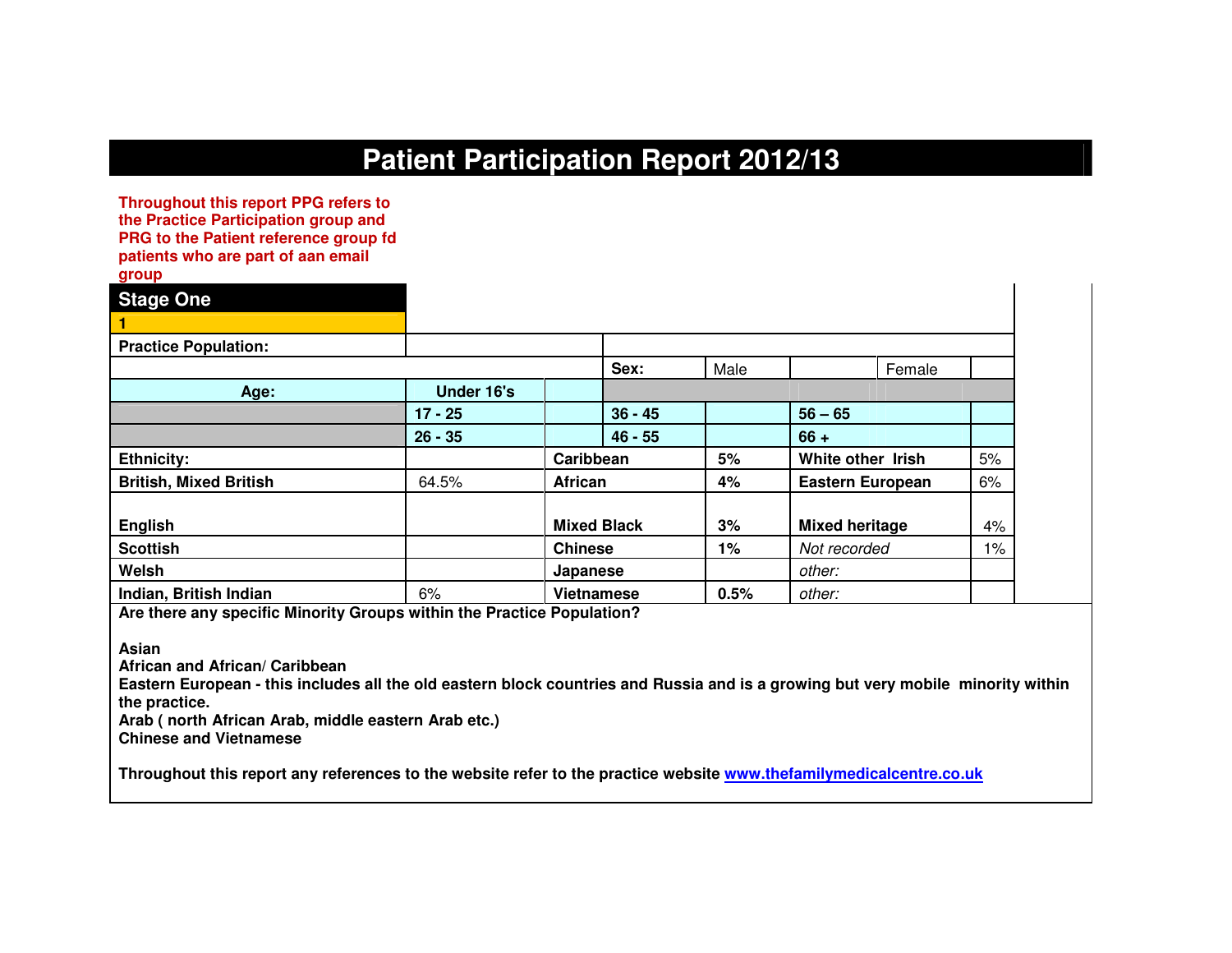# Patient Participation Report 2012/13

**Throughout this report PPG refers to the Practice Participation group and PRG to the Patient reference group fd patients who are part of aan email group**

## Stage One

**1**

| **Practice Population:** | | | | | | |
|---|---|---|---|---|---|---|
| | | | **Sex:** | Male | | Female |
| **Age:** | **Under 16's** | | | | | |
| | **17 - 25** | | **36 - 45** | | **56 – 65** | |
| | **26 - 35** | | **46 - 55** | | **66 +** | |
| **Ethnicity:** | | **Caribbean** | **5%** | **White other Irish** | 5% | |
| **British, Mixed British** | 64.5% | **African** | **4%** | **Eastern European** | 6% | |
| **English** | | **Mixed Black** | **3%** | **Mixed heritage** | 4% | |
| **Scottish** | | **Chinese** | **1%** | *Not recorded* | 1% | |
| **Welsh** | | **Japanese** | | *other:* | | |
| **Indian, British Indian** | 6% | **Vietnamese** | **0.5%** | *other:* | | |

**Are there any specific Minority Groups within the Practice Population?**

**Asian**
**African and African/ Caribbean**
**Eastern European - this includes all the old eastern block countries and Russia and is a growing but very mobile minority within the practice.**
**Arab ( north African Arab, middle eastern Arab etc.)**
**Chinese and Vietnamese**

**Throughout this report any references to the website refer to the practice website [www.thefamilymedicalcentre.co.uk](http://www.thefamilymedicalcentre.co.uk)**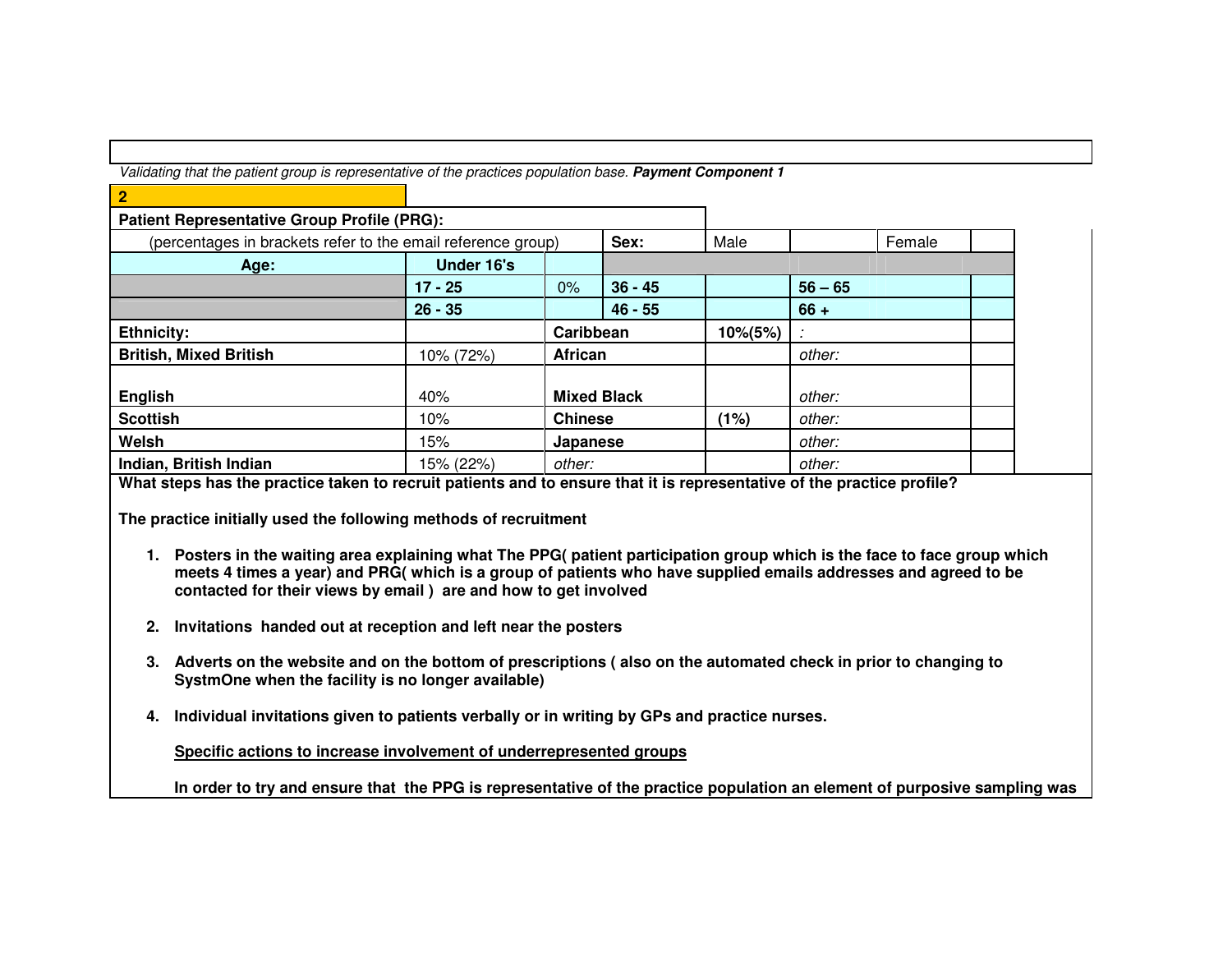*Validating that the patient group is representative of the practices population base.* ***Payment Component 1***

**2**

| **Patient Representative Group Profile (PRG):** | | | | | | | |
|---|---|---|---|---|---|---|---|
| (percentages in brackets refer to the email reference group) | | | **Sex:** | Male | | Female | |
| **Age:** | **Under 16's** | | | | | | |
| | **17 - 25** | 0% | **36 - 45** | | **56 – 65** | | |
| | **26 - 35** | | **46 - 55** | | **66 +** | | |
| **Ethnicity:** | | **Caribbean** | | **10%(5%)** | : | | |
| **British, Mixed British** | 10% (72%) | **African** | | | *other:* | | |
| **English** | 40% | **Mixed Black** | | | *other:* | | |
| **Scottish** | 10% | **Chinese** | | **(1%)** | *other:* | | |
| **Welsh** | 15% | **Japanese** | | | *other:* | | |
| **Indian, British Indian** | 15% (22%) | *other:* | | | *other:* | | |

**What steps has the practice taken to recruit patients and to ensure that it is representative of the practice profile?**

**The practice initially used the following methods of recruitment**

1. **Posters in the waiting area explaining what The PPG( patient participation group which is the face to face group which meets 4 times a year) and PRG( which is a group of patients who have supplied emails addresses and agreed to be contacted for their views by email ) are and how to get involved**

2. **Invitations handed out at reception and left near the posters**

3. **Adverts on the website and on the bottom of prescriptions ( also on the automated check in prior to changing to SystmOne when the facility is no longer available)**

4. **Individual invitations given to patients verbally or in writing by GPs and practice nurses.**

**<u>Specific actions to increase involvement of underrepresented groups</u>**

**In order to try and ensure that the PPG is representative of the practice population an element of purposive sampling was**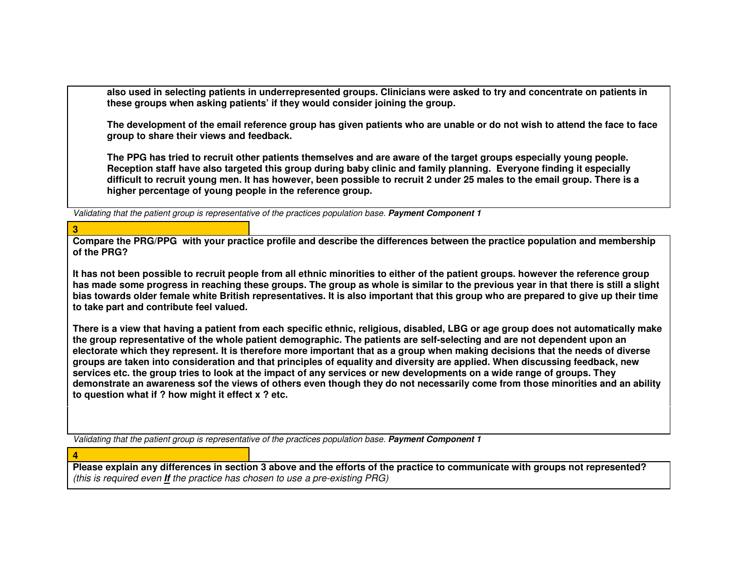**also used in selecting patients in underrepresented groups. Clinicians were asked to try and concentrate on patients in these groups when asking patients' if they would consider joining the group.**

**The development of the email reference group has given patients who are unable or do not wish to attend the face to face group to share their views and feedback.**

**The PPG has tried to recruit other patients themselves and are aware of the target groups especially young people. Reception staff have also targeted this group during baby clinic and family planning. Everyone finding it especially difficult to recruit young men. It has however, been possible to recruit 2 under 25 males to the email group. There is a higher percentage of young people in the reference group.**

*Validating that the patient group is representative of the practices population base.* ***Payment Component 1***

**3**

**Compare the PRG/PPG with your practice profile and describe the differences between the practice population and membership of the PRG?**

**It has not been possible to recruit people from all ethnic minorities to either of the patient groups. however the reference group has made some progress in reaching these groups. The group as whole is similar to the previous year in that there is still a slight bias towards older female white British representatives. It is also important that this group who are prepared to give up their time to take part and contribute feel valued.**

**There is a view that having a patient from each specific ethnic, religious, disabled, LBG or age group does not automatically make the group representative of the whole patient demographic. The patients are self-selecting and are not dependent upon an electorate which they represent. It is therefore more important that as a group when making decisions that the needs of diverse groups are taken into consideration and that principles of equality and diversity are applied. When discussing feedback, new services etc. the group tries to look at the impact of any services or new developments on a wide range of groups. They demonstrate an awareness sof the views of others even though they do not necessarily come from those minorities and an ability to question what if ? how might it effect x ? etc.**

*Validating that the patient group is representative of the practices population base.* ***Payment Component 1***

**4**

**Please explain any differences in section 3 above and the efforts of the practice to communicate with groups not represented?**
*(this is required even* ***If*** *the practice has chosen to use a pre-existing PRG)*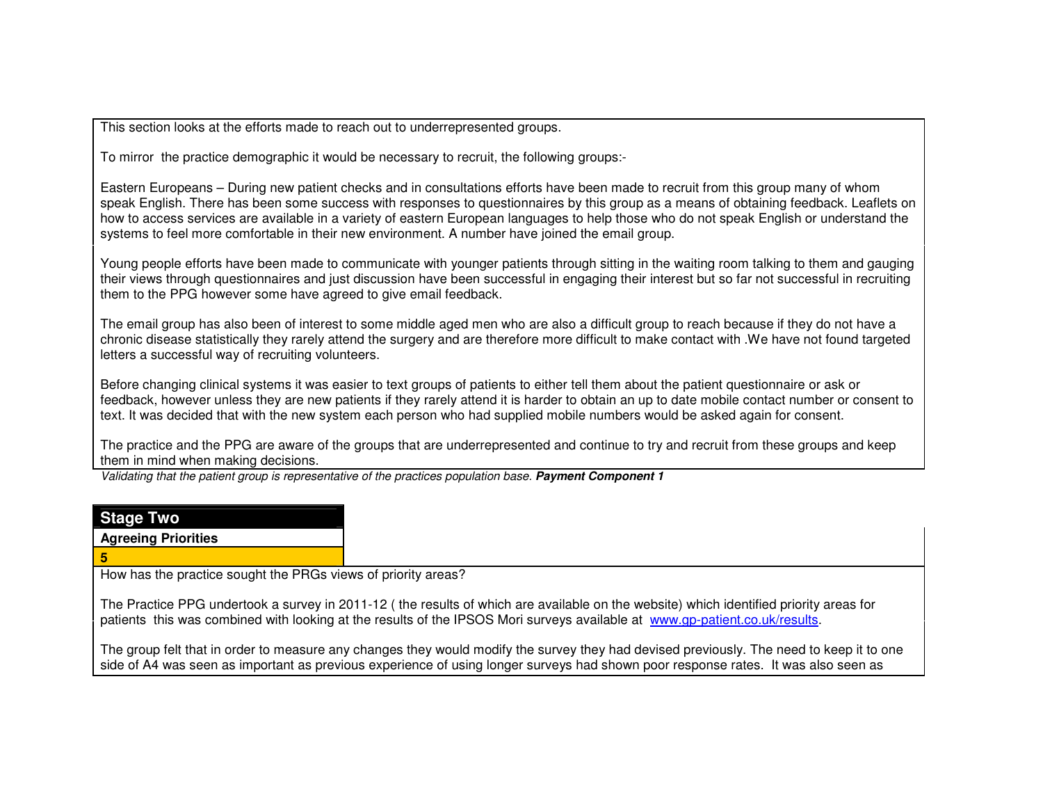This section looks at the efforts made to reach out to underrepresented groups.

To mirror  the practice demographic it would be necessary to recruit, the following groups:-

Eastern Europeans – During new patient checks and in consultations efforts have been made to recruit from this group many of whom speak English. There has been some success with responses to questionnaires by this group as a means of obtaining feedback. Leaflets on how to access services are available in a variety of eastern European languages to help those who do not speak English or understand the systems to feel more comfortable in their new environment. A number have joined the email group.

Young people efforts have been made to communicate with younger patients through sitting in the waiting room talking to them and gauging their views through questionnaires and just discussion have been successful in engaging their interest but so far not successful in recruiting them to the PPG however some have agreed to give email feedback.

The email group has also been of interest to some middle aged men who are also a difficult group to reach because if they do not have a chronic disease statistically they rarely attend the surgery and are therefore more difficult to make contact with .We have not found targeted letters a successful way of recruiting volunteers.

Before changing clinical systems it was easier to text groups of patients to either tell them about the patient questionnaire or ask or feedback, however unless they are new patients if they rarely attend it is harder to obtain an up to date mobile contact number or consent to text. It was decided that with the new system each person who had supplied mobile numbers would be asked again for consent.

The practice and the PPG are aware of the groups that are underrepresented and continue to try and recruit from these groups and keep them in mind when making decisions.

*Validating that the patient group is representative of the practices population base.* ***Payment Component 1***

## Stage Two

**Agreeing Priorities**

**5**

How has the practice sought the PRGs views of priority areas?

The Practice PPG undertook a survey in 2011-12 ( the results of which are available on the website) which identified priority areas for patients  this was combined with looking at the results of the IPSOS Mori surveys available at  www.gp-patient.co.uk/results.

The group felt that in order to measure any changes they would modify the survey they had devised previously. The need to keep it to one side of A4 was seen as important as previous experience of using longer surveys had shown poor response rates.  It was also seen as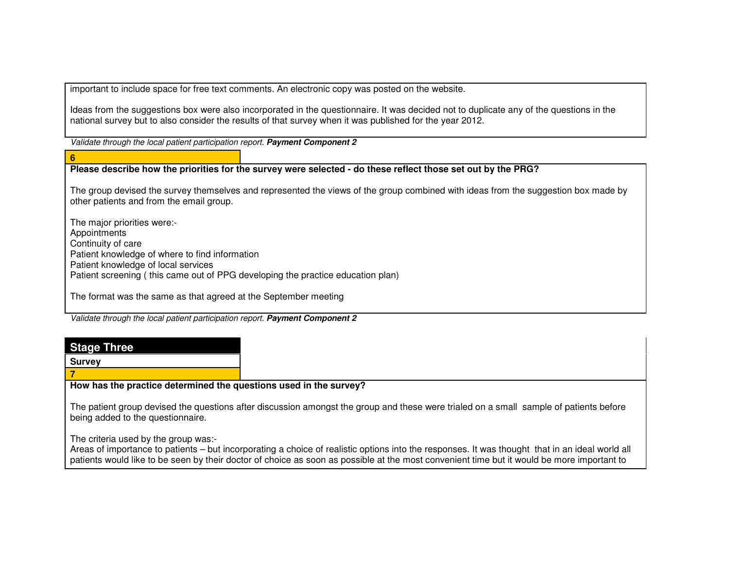important to include space for free text comments. An electronic copy was posted on the website.

Ideas from the suggestions box were also incorporated in the questionnaire. It was decided not to duplicate any of the questions in the national survey but to also consider the results of that survey when it was published for the year 2012.

*Validate through the local patient participation report.* ***Payment Component 2***

**6**

**Please describe how the priorities for the survey were selected - do these reflect those set out by the PRG?**

The group devised the survey themselves and represented the views of the group combined with ideas from the suggestion box made by other patients and from the email group.

The major priorities were:-
Appointments
Continuity of care
Patient knowledge of where to find information
Patient knowledge of local services
Patient screening ( this came out of PPG developing the practice education plan)

The format was the same as that agreed at the September meeting

*Validate through the local patient participation report.* ***Payment Component 2***

## Stage Three

**Survey**

**7**

**How has the practice determined the questions used in the survey?**

The patient group devised the questions after discussion amongst the group and these were trialed on a small sample of patients before being added to the questionnaire.

The criteria used by the group was:-
Areas of importance to patients – but incorporating a choice of realistic options into the responses. It was thought that in an ideal world all patients would like to be seen by their doctor of choice as soon as possible at the most convenient time but it would be more important to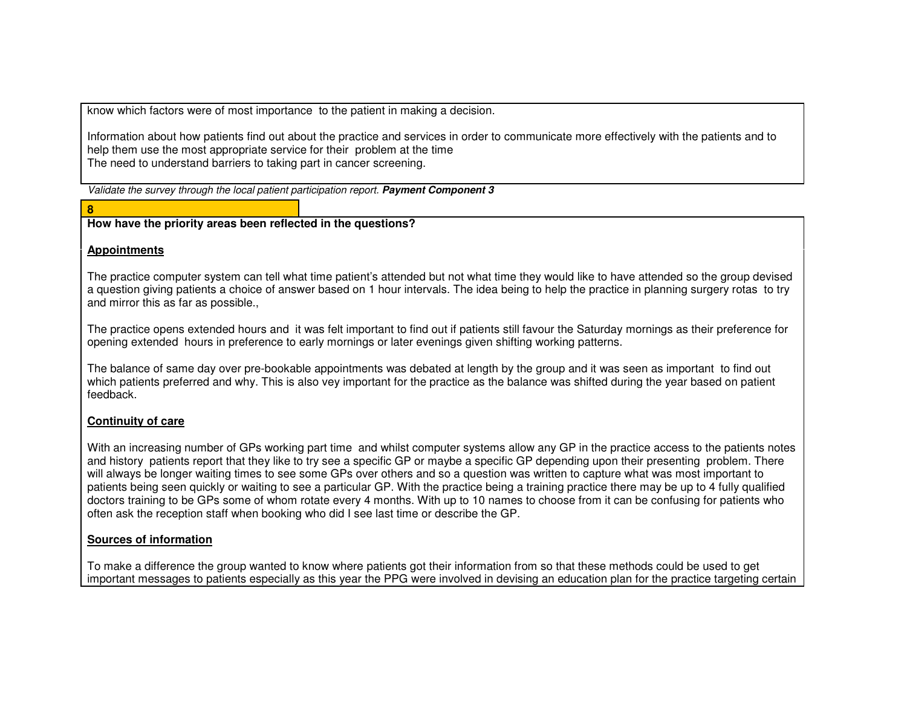know which factors were of most importance to the patient in making a decision.

Information about how patients find out about the practice and services in order to communicate more effectively with the patients and to help them use the most appropriate service for their problem at the time
The need to understand barriers to taking part in cancer screening.

*Validate the survey through the local patient participation report.* ***Payment Component 3***

**8**

**How have the priority areas been reflected in the questions?**

**Appointments**

The practice computer system can tell what time patient's attended but not what time they would like to have attended so the group devised a question giving patients a choice of answer based on 1 hour intervals. The idea being to help the practice in planning surgery rotas to try and mirror this as far as possible.,

The practice opens extended hours and it was felt important to find out if patients still favour the Saturday mornings as their preference for opening extended hours in preference to early mornings or later evenings given shifting working patterns.

The balance of same day over pre-bookable appointments was debated at length by the group and it was seen as important to find out which patients preferred and why. This is also vey important for the practice as the balance was shifted during the year based on patient feedback.

**Continuity of care**

With an increasing number of GPs working part time and whilst computer systems allow any GP in the practice access to the patients notes and history patients report that they like to try see a specific GP or maybe a specific GP depending upon their presenting problem. There will always be longer waiting times to see some GPs over others and so a question was written to capture what was most important to patients being seen quickly or waiting to see a particular GP. With the practice being a training practice there may be up to 4 fully qualified doctors training to be GPs some of whom rotate every 4 months. With up to 10 names to choose from it can be confusing for patients who often ask the reception staff when booking who did I see last time or describe the GP.

**Sources of information**

To make a difference the group wanted to know where patients got their information from so that these methods could be used to get important messages to patients especially as this year the PPG were involved in devising an education plan for the practice targeting certain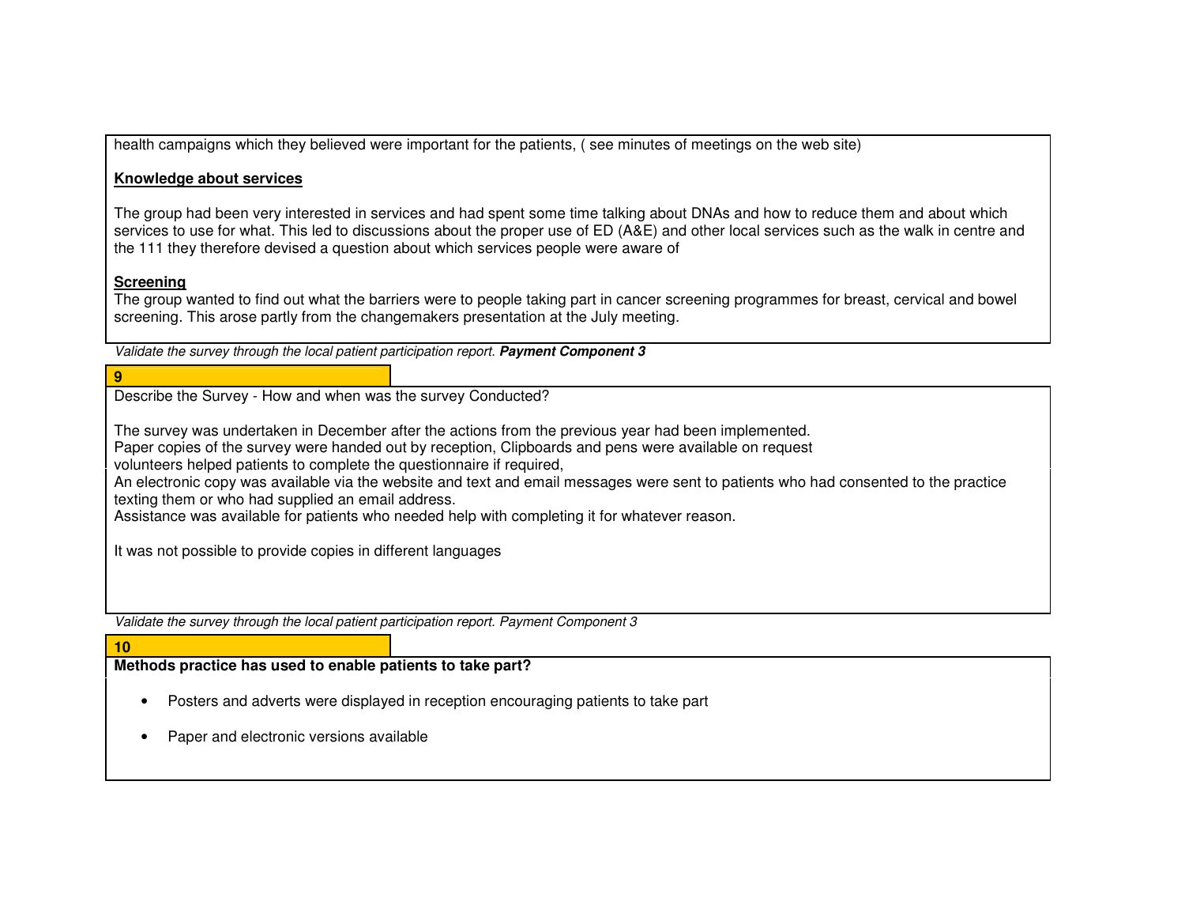health campaigns which they believed were important for the patients, ( see minutes of meetings on the web site)

**Knowledge about services**

The group had been very interested in services and had spent some time talking about DNAs and how to reduce them and about which services to use for what. This led to discussions about the proper use of ED (A&E) and other local services such as the walk in centre and the 111 they therefore devised a question about which services people were aware of

**Screening**

The group wanted to find out what the barriers were to people taking part in cancer screening programmes for breast, cervical and bowel screening. This arose partly from the changemakers presentation at the July meeting.

*Validate the survey through the local patient participation report.* ***Payment Component 3***

**9**

Describe the Survey - How and when was the survey Conducted?

The survey was undertaken in December after the actions from the previous year had been implemented.
Paper copies of the survey were handed out by reception, Clipboards and pens were available on request
volunteers helped patients to complete the questionnaire if required,
An electronic copy was available via the website and text and email messages were sent to patients who had consented to the practice texting them or who had supplied an email address.
Assistance was available for patients who needed help with completing it for whatever reason.

It was not possible to provide copies in different languages

*Validate the survey through the local patient participation report. Payment Component 3*

**10**

**Methods practice has used to enable patients to take part?**

- Posters and adverts were displayed in reception encouraging patients to take part
- Paper and electronic versions available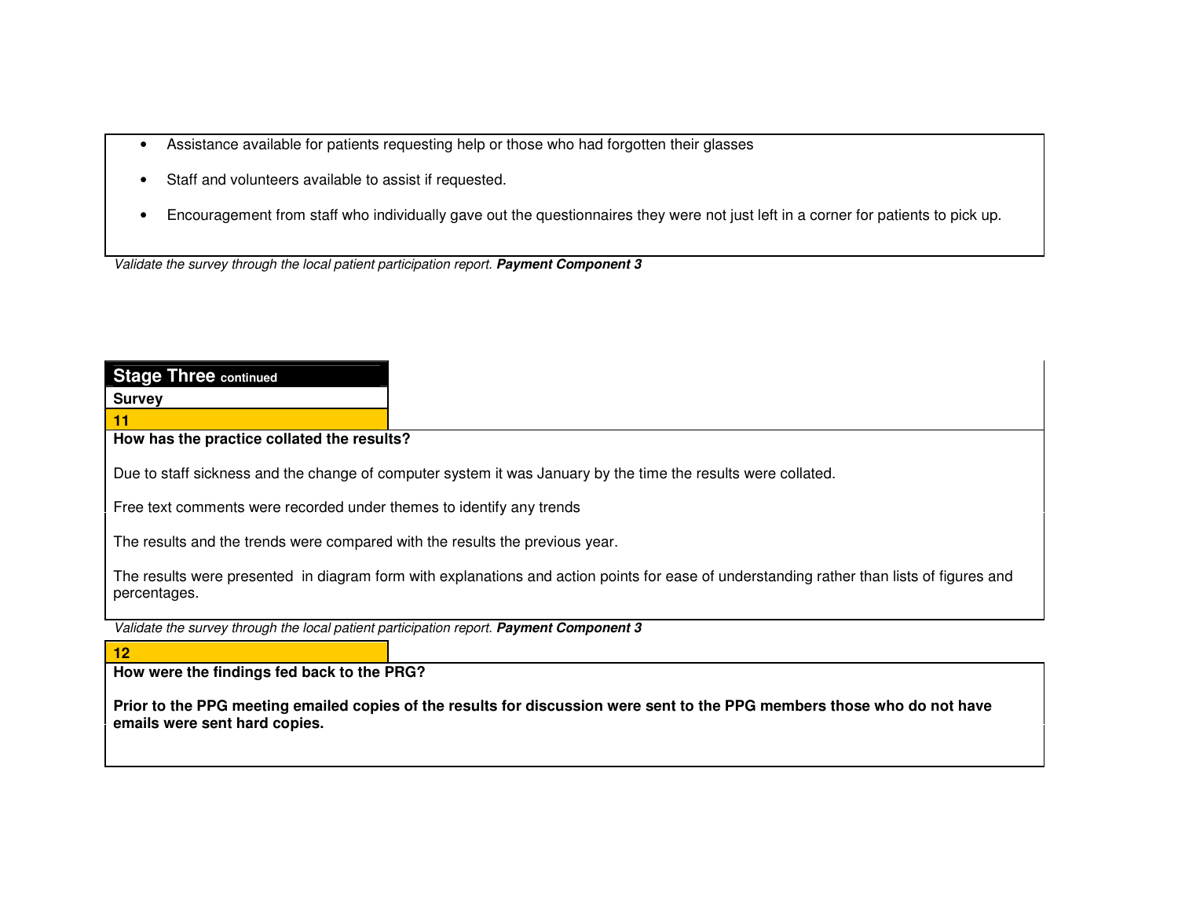- Assistance available for patients requesting help or those who had forgotten their glasses
- Staff and volunteers available to assist if requested.
- Encouragement from staff who individually gave out the questionnaires they were not just left in a corner for patients to pick up.

*Validate the survey through the local patient participation report.* ***Payment Component 3***

## Stage Three continued

**Survey**

**11**

**How has the practice collated the results?**

Due to staff sickness and the change of computer system it was January by the time the results were collated.

Free text comments were recorded under themes to identify any trends

The results and the trends were compared with the results the previous year.

The results were presented in diagram form with explanations and action points for ease of understanding rather than lists of figures and percentages.

*Validate the survey through the local patient participation report.* ***Payment Component 3***

**12**

**How were the findings fed back to the PRG?**

**Prior to the PPG meeting emailed copies of the results for discussion were sent to the PPG members those who do not have emails were sent hard copies.**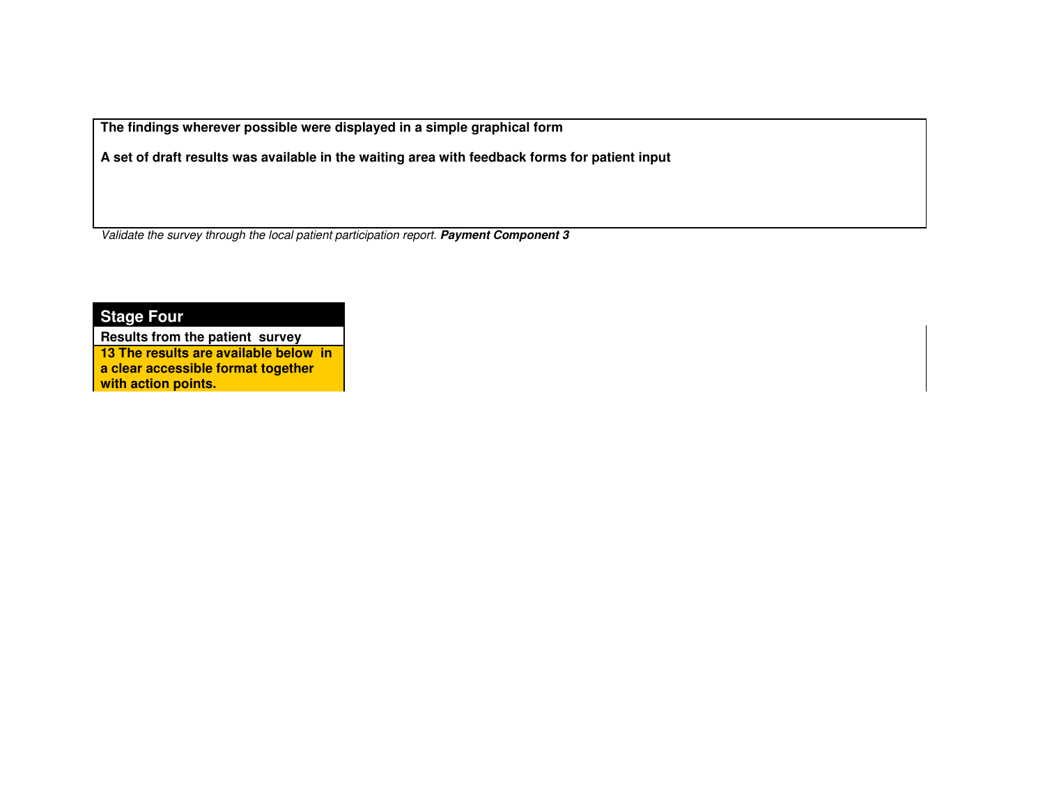**The findings wherever possible were displayed in a simple graphical form**

**A set of draft results was available in the waiting area with feedback forms for patient input**

*Validate the survey through the local patient participation report.* ***Payment Component 3***

## Stage Four

**Results from the patient survey**

**13 The results are available below in a clear accessible format together with action points.**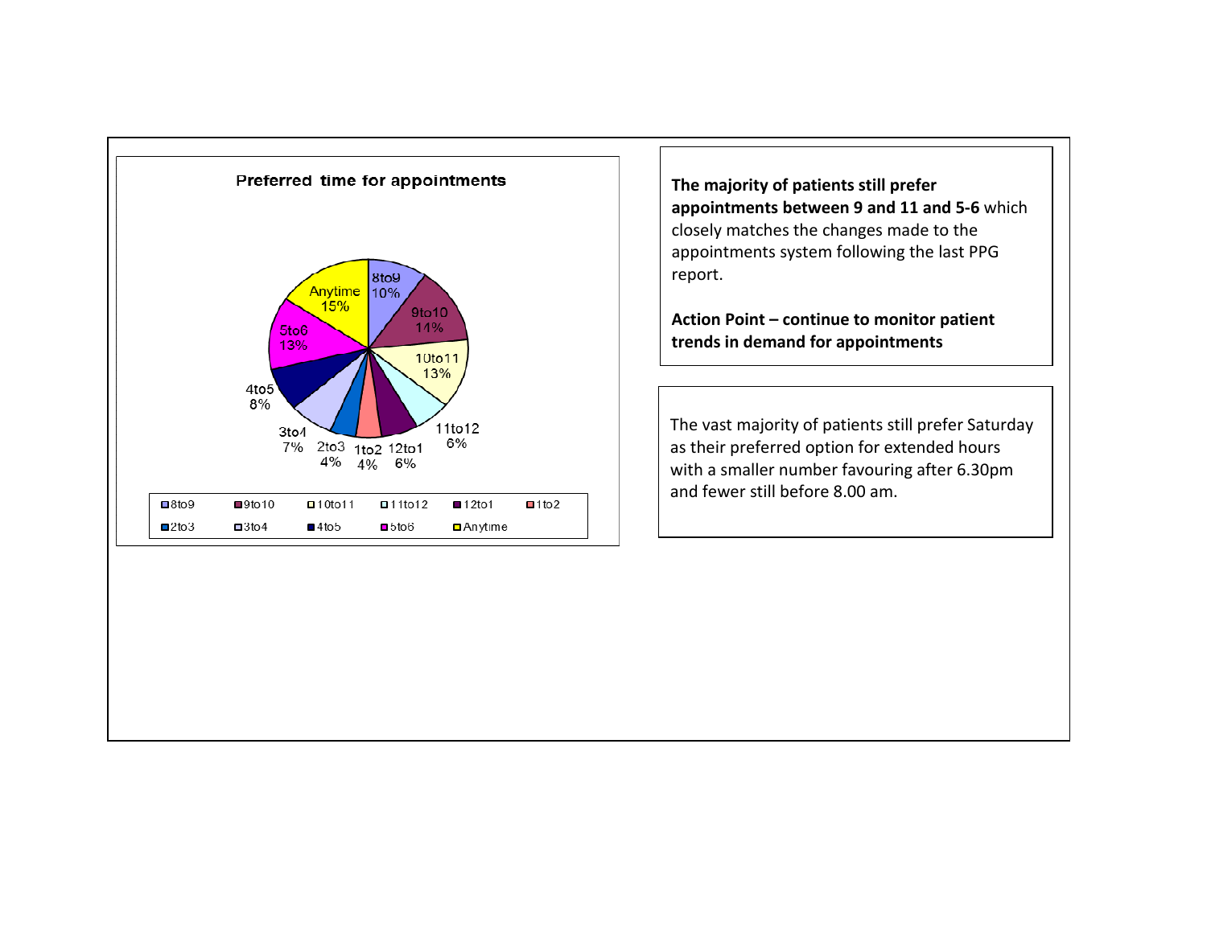**Preferred time for appointments**

| Time | Percentage |
| --- | --- |
| 8to9 | 10% |
| 9to10 | 14% |
| 10to11 | 13% |
| 11to12 | 6% |
| 12to1 | 6% |
| 1to2 | 4% |
| 2to3 | 4% |
| 3to4 | 7% |
| 4to5 | 8% |
| 5to6 | 13% |
| Anytime | 15% |

**The majority of patients still prefer appointments between 9 and 11 and 5-6** which closely matches the changes made to the appointments system following the last PPG report.

**Action Point – continue to monitor patient trends in demand for appointments**

The vast majority of patients still prefer Saturday as their preferred option for extended hours with a smaller number favouring after 6.30pm and fewer still before 8.00 am.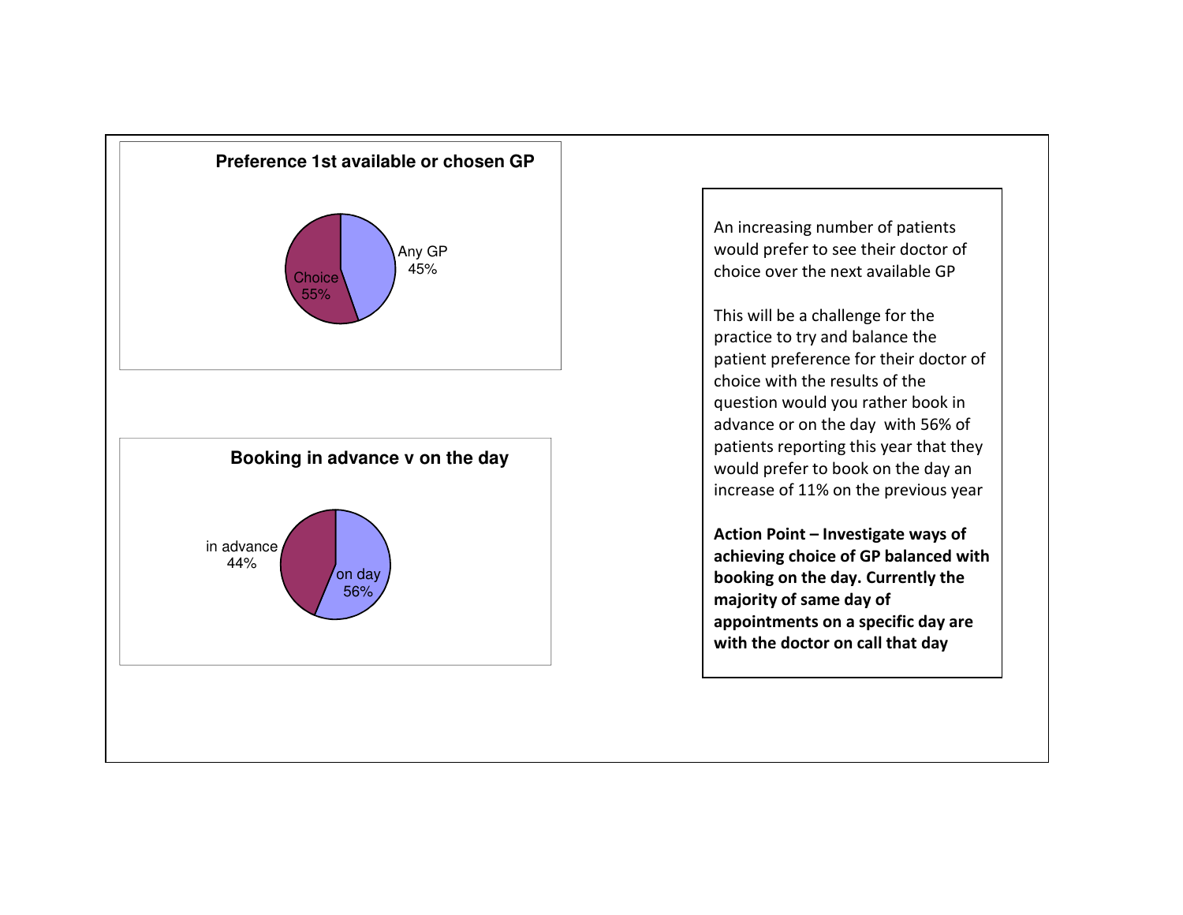**Preference 1st available or chosen GP**

Any GP 45%

Choice 55%

**Booking in advance v on the day**

in advance 44%

on day 56%

An increasing number of patients would prefer to see their doctor of choice over the next available GP

This will be a challenge for the practice to try and balance the patient preference for their doctor of choice with the results of the question would you rather book in advance or on the day with 56% of patients reporting this year that they would prefer to book on the day an increase of 11% on the previous year

**Action Point – Investigate ways of achieving choice of GP balanced with booking on the day. Currently the majority of same day of appointments on a specific day are with the doctor on call that day**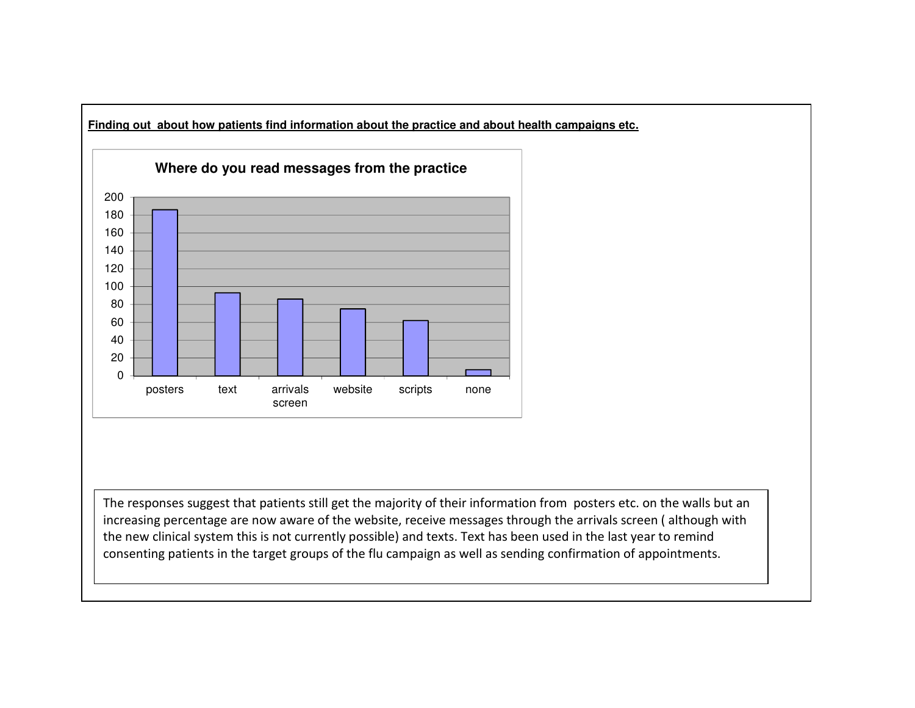**Finding out about how patients find information about the practice and about health campaigns etc.**

**Where do you read messages from the practice**

| Source | Responses (approx.) |
| --- | --- |
| posters | 186 |
| text | 93 |
| arrivals screen | 86 |
| website | 75 |
| scripts | 62 |
| none | 7 |

The responses suggest that patients still get the majority of their information from posters etc. on the walls but an increasing percentage are now aware of the website, receive messages through the arrivals screen ( although with the new clinical system this is not currently possible) and texts. Text has been used in the last year to remind consenting patients in the target groups of the flu campaign as well as sending confirmation of appointments.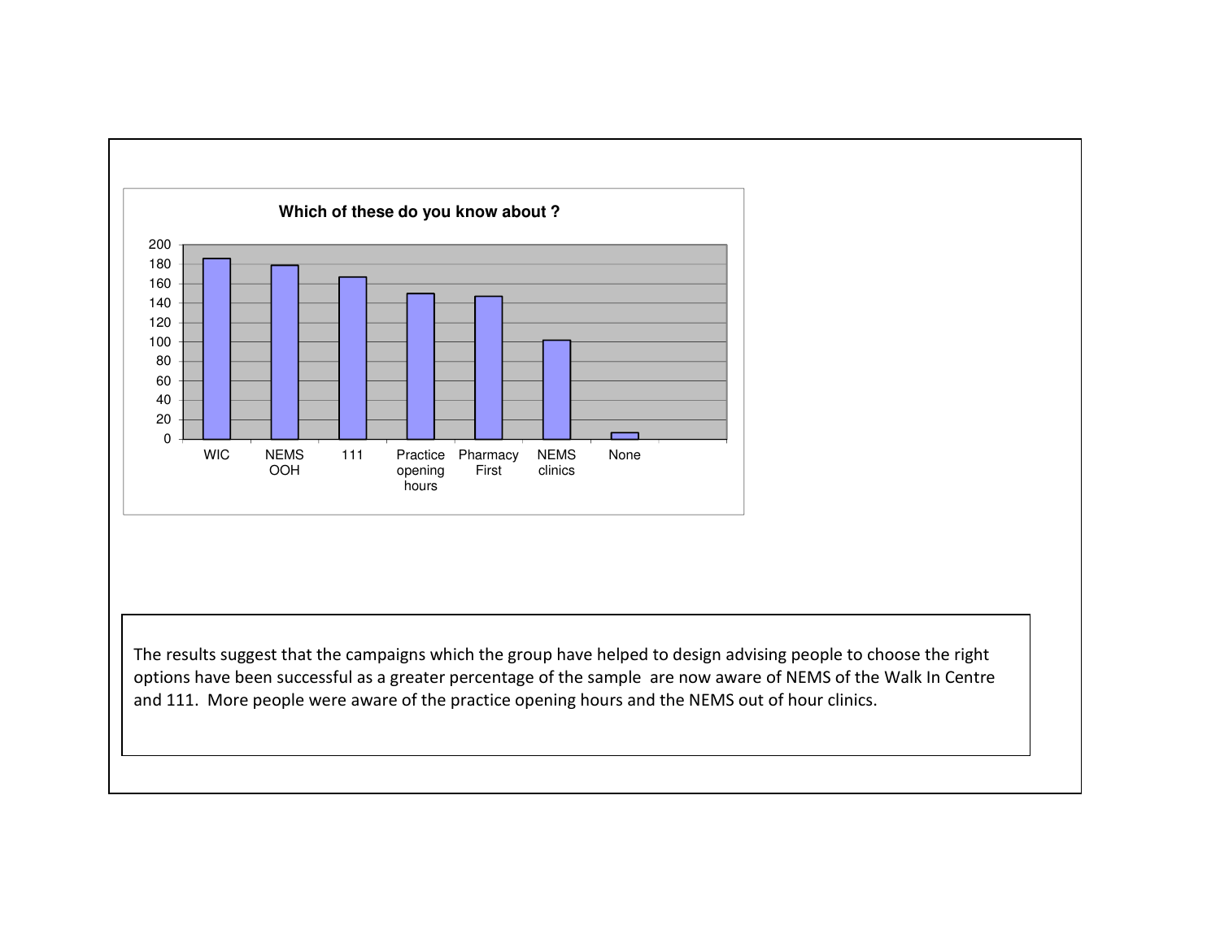**Which of these do you know about ?**

| Option | Count (approx.) |
|---|---|
| WIC | 186 |
| NEMS OOH | 179 |
| 111 | 167 |
| Practice opening hours | 150 |
| Pharmacy First | 147 |
| NEMS clinics | 102 |
| None | 7 |

The results suggest that the campaigns which the group have helped to design advising people to choose the right options have been successful as a greater percentage of the sample are now aware of NEMS of the Walk In Centre and 111. More people were aware of the practice opening hours and the NEMS out of hour clinics.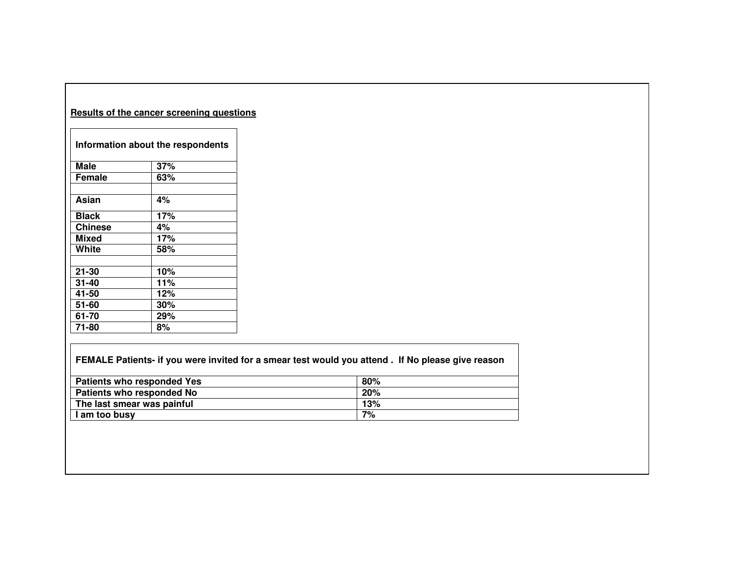**Results of the cancer screening questions**

| Information about the respondents | |
|---|---|
| **Male** | **37%** |
| **Female** | **63%** |
| | |
| **Asian** | **4%** |
| **Black** | **17%** |
| **Chinese** | **4%** |
| **Mixed** | **17%** |
| **White** | **58%** |
| | |
| **21-30** | **10%** |
| **31-40** | **11%** |
| **41-50** | **12%** |
| **51-60** | **30%** |
| **61-70** | **29%** |
| **71-80** | **8%** |

| FEMALE Patients- if you were invited for a smear test would you attend . If No please give reason | |
|---|---|
| **Patients who responded Yes** | **80%** |
| **Patients who responded No** | **20%** |
| **The last smear was painful** | **13%** |
| **I am too busy** | **7%** |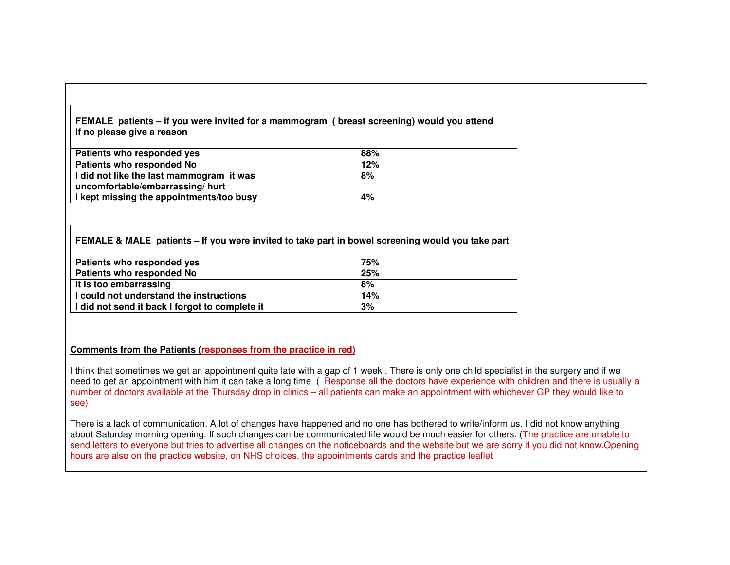| **FEMALE patients – if you were invited for a mammogram ( breast screening) would you attend**<br>**If no please give a reason** | |
|---|---|
| **Patients who responded yes** | **88%** |
| **Patients who responded No** | **12%** |
| **I did not like the last mammogram it was uncomfortable/embarrassing/ hurt** | **8%** |
| **I kept missing the appointments/too busy** | **4%** |

| **FEMALE & MALE patients – If you were invited to take part in bowel screening would you take part** | |
|---|---|
| **Patients who responded yes** | **75%** |
| **Patients who responded No** | **25%** |
| **It is too embarrassing** | **8%** |
| **I could not understand the instructions** | **14%** |
| **I did not send it back I forgot to complete it** | **3%** |

**Comments from the Patients (responses from the practice in red)**

I think that sometimes we get an appointment quite late with a gap of 1 week . There is only one child specialist in the surgery and if we need to get an appointment with him it can take a long time ( Response all the doctors have experience with children and there is usually a number of doctors available at the Thursday drop in clinics – all patients can make an appointment with whichever GP they would like to see)

There is a lack of communication. A lot of changes have happened and no one has bothered to write/inform us. I did not know anything about Saturday morning opening. If such changes can be communicated life would be much easier for others. (The practice are unable to send letters to everyone but tries to advertise all changes on the noticeboards and the website but we are sorry if you did not know.Opening hours are also on the practice website, on NHS choices, the appointments cards and the practice leaflet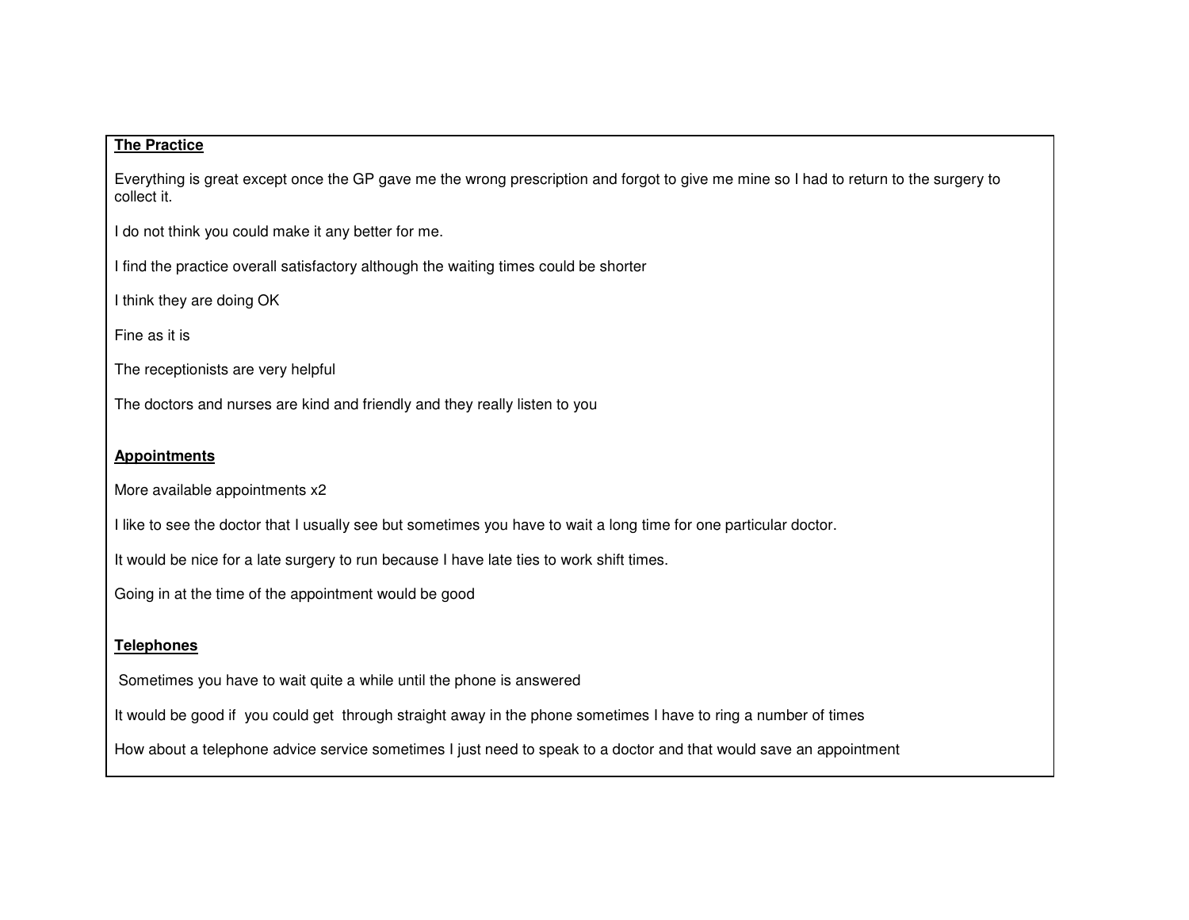**The Practice**

Everything is great except once the GP gave me the wrong prescription and forgot to give me mine so I had to return to the surgery to collect it.

I do not think you could make it any better for me.

I find the practice overall satisfactory although the waiting times could be shorter

I think they are doing OK

Fine as it is

The receptionists are very helpful

The doctors and nurses are kind and friendly and they really listen to you

**Appointments**

More available appointments x2

I like to see the doctor that I usually see but sometimes you have to wait a long time for one particular doctor.

It would be nice for a late surgery to run because I have late ties to work shift times.

Going in at the time of the appointment would be good

**Telephones**

Sometimes you have to wait quite a while until the phone is answered

It would be good if you could get through straight away in the phone sometimes I have to ring a number of times

How about a telephone advice service sometimes I just need to speak to a doctor and that would save an appointment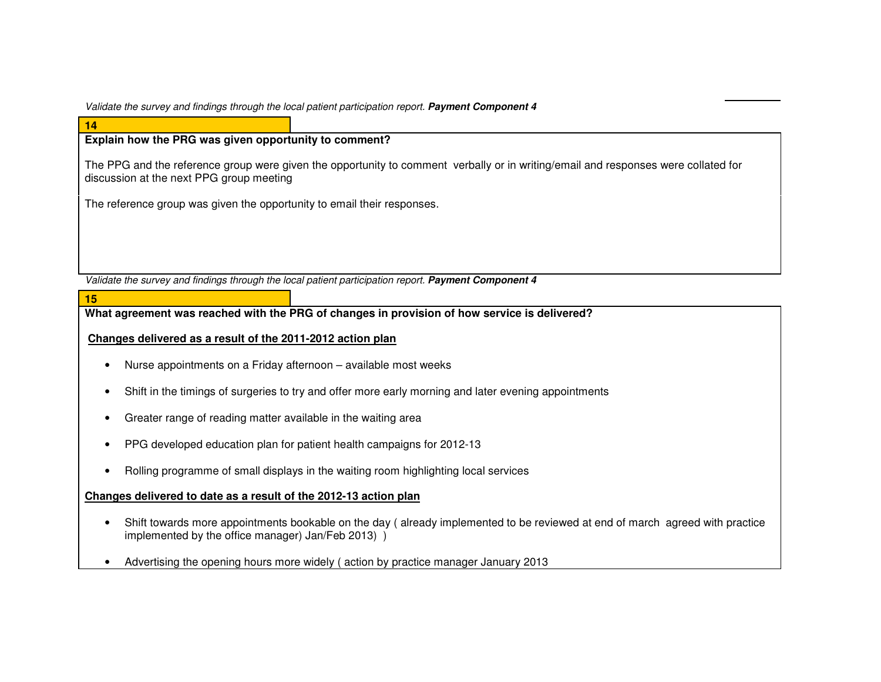*Validate the survey and findings through the local patient participation report.* ***Payment Component 4***

**14**

**Explain how the PRG was given opportunity to comment?**

The PPG and the reference group were given the opportunity to comment verbally or in writing/email and responses were collated for discussion at the next PPG group meeting

The reference group was given the opportunity to email their responses.

*Validate the survey and findings through the local patient participation report.* ***Payment Component 4***

**15**

**What agreement was reached with the PRG of changes in provision of how service is delivered?**

**Changes delivered as a result of the 2011-2012 action plan**

- Nurse appointments on a Friday afternoon – available most weeks
- Shift in the timings of surgeries to try and offer more early morning and later evening appointments
- Greater range of reading matter available in the waiting area
- PPG developed education plan for patient health campaigns for 2012-13
- Rolling programme of small displays in the waiting room highlighting local services

**Changes delivered to date as a result of the 2012-13 action plan**

- Shift towards more appointments bookable on the day ( already implemented to be reviewed at end of march agreed with practice implemented by the office manager) Jan/Feb 2013) )
- Advertising the opening hours more widely ( action by practice manager January 2013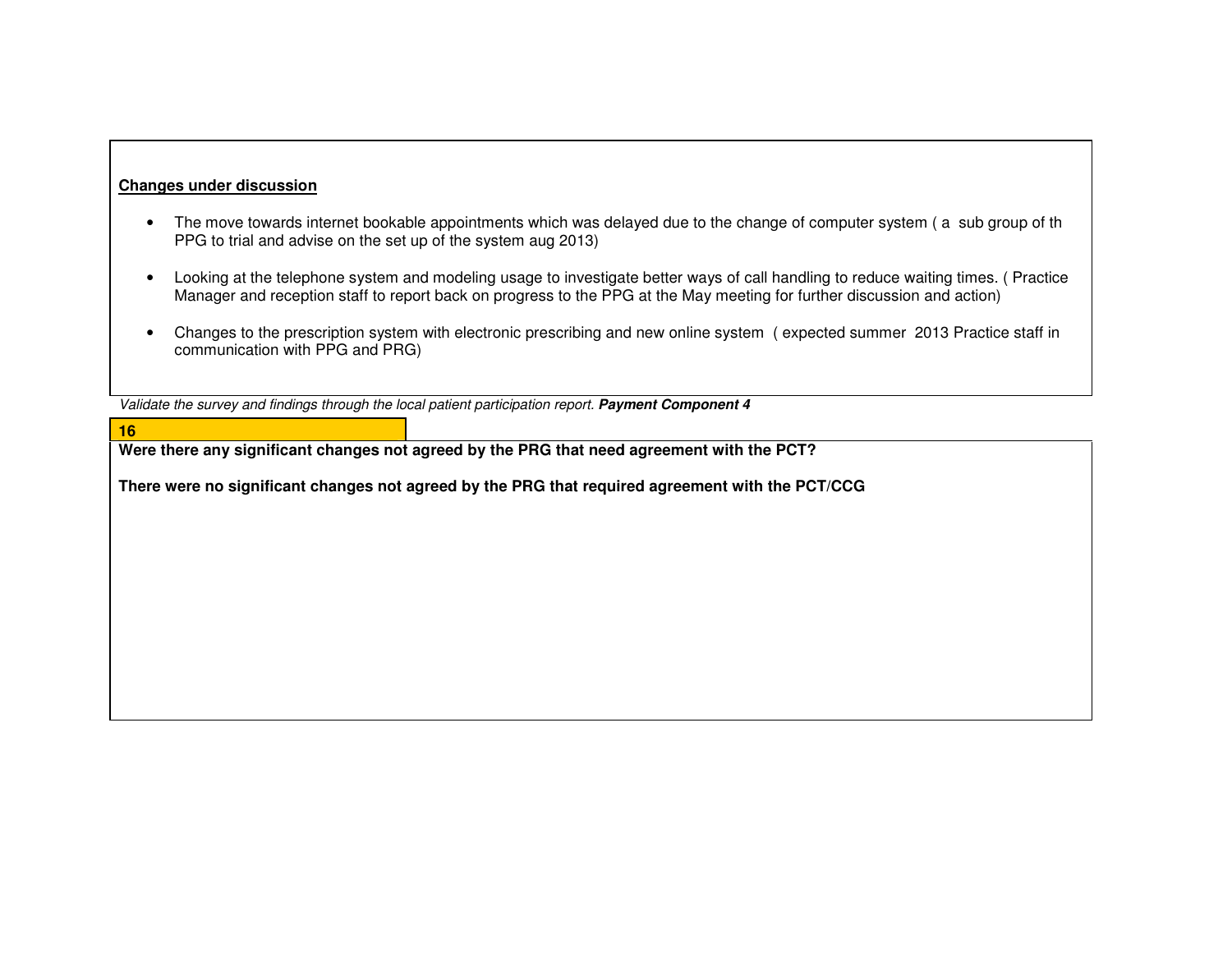**Changes under discussion**

- The move towards internet bookable appointments which was delayed due to the change of computer system ( a  sub group of th PPG to trial and advise on the set up of the system aug 2013)

- Looking at the telephone system and modeling usage to investigate better ways of call handling to reduce waiting times. ( Practice Manager and reception staff to report back on progress to the PPG at the May meeting for further discussion and action)

- Changes to the prescription system with electronic prescribing and new online system  ( expected summer  2013 Practice staff in communication with PPG and PRG)

*Validate the survey and findings through the local patient participation report.* ***Payment Component 4***

**16**

**Were there any significant changes not agreed by the PRG that need agreement with the PCT?**

**There were no significant changes not agreed by the PRG that required agreement with the PCT/CCG**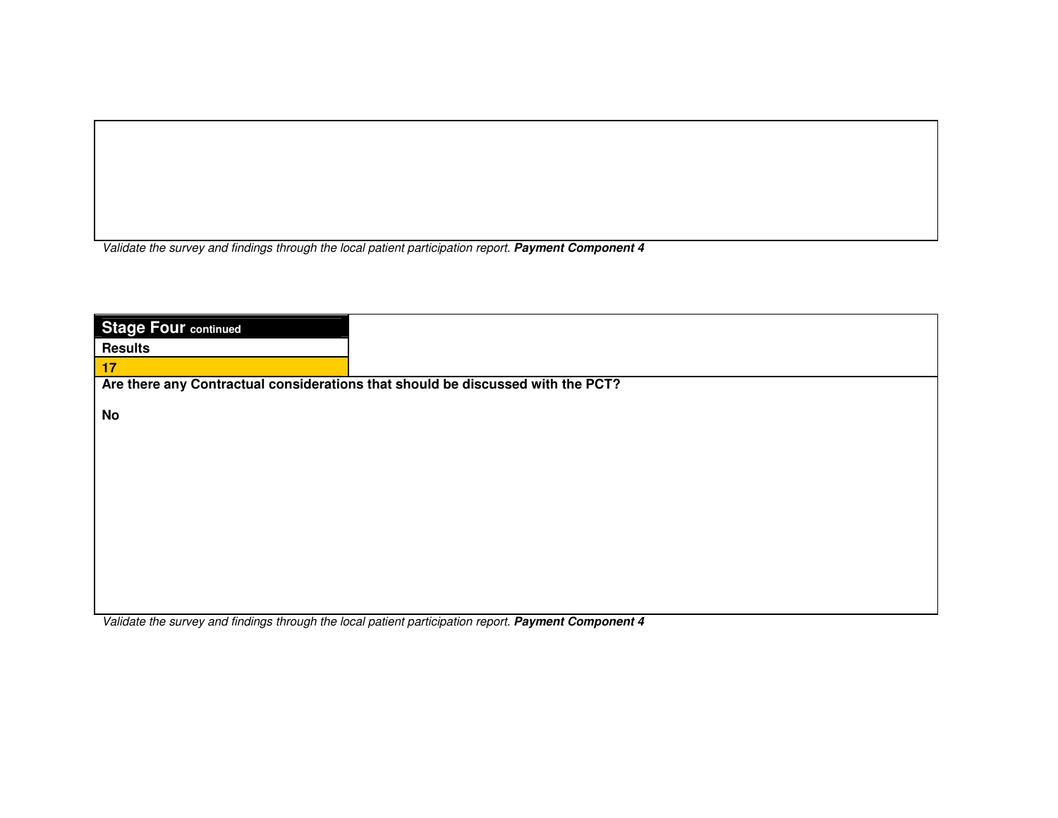*Validate the survey and findings through the local patient participation report.* ***Payment Component 4***

| **Stage Four** continued |
| --- |
| **Results** |
| **17** |

**Are there any Contractual considerations that should be discussed with the PCT?**

**No**

*Validate the survey and findings through the local patient participation report.* ***Payment Component 4***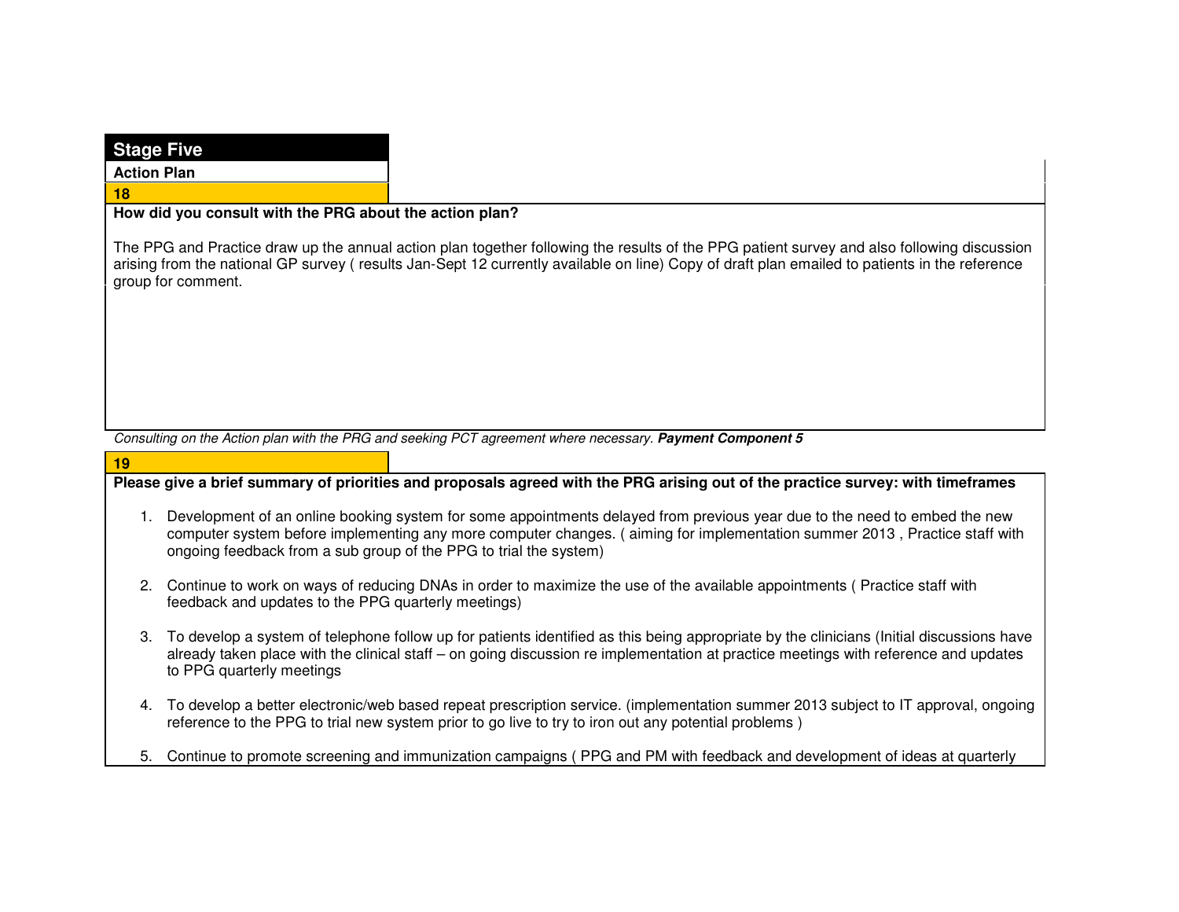## Stage Five

**Action Plan**

**18**

**How did you consult with the PRG about the action plan?**

The PPG and Practice draw up the annual action plan together following the results of the PPG patient survey and also following discussion arising from the national GP survey ( results Jan-Sept 12 currently available on line) Copy of draft plan emailed to patients in the reference group for comment.

*Consulting on the Action plan with the PRG and seeking PCT agreement where necessary.* ***Payment Component 5***

**19**

**Please give a brief summary of priorities and proposals agreed with the PRG arising out of the practice survey: with timeframes**

1. Development of an online booking system for some appointments delayed from previous year due to the need to embed the new computer system before implementing any more computer changes. ( aiming for implementation summer 2013 , Practice staff with ongoing feedback from a sub group of the PPG to trial the system)

2. Continue to work on ways of reducing DNAs in order to maximize the use of the available appointments ( Practice staff with feedback and updates to the PPG quarterly meetings)

3. To develop a system of telephone follow up for patients identified as this being appropriate by the clinicians (Initial discussions have already taken place with the clinical staff – on going discussion re implementation at practice meetings with reference and updates to PPG quarterly meetings

4. To develop a better electronic/web based repeat prescription service. (implementation summer 2013 subject to IT approval, ongoing reference to the PPG to trial new system prior to go live to try to iron out any potential problems )

5. Continue to promote screening and immunization campaigns ( PPG and PM with feedback and development of ideas at quarterly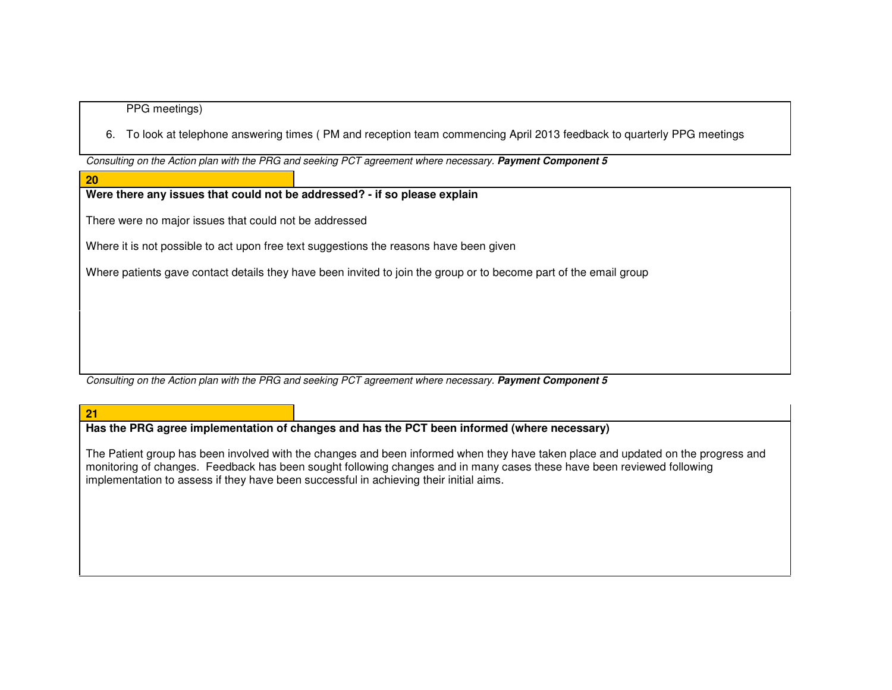PPG meetings)

6. To look at telephone answering times ( PM and reception team commencing April 2013 feedback to quarterly PPG meetings

*Consulting on the Action plan with the PRG and seeking PCT agreement where necessary.* ***Payment Component 5***

**20**

**Were there any issues that could not be addressed? - if so please explain**

There were no major issues that could not be addressed

Where it is not possible to act upon free text suggestions the reasons have been given

Where patients gave contact details they have been invited to join the group or to become part of the email group

*Consulting on the Action plan with the PRG and seeking PCT agreement where necessary.* ***Payment Component 5***

**21**

**Has the PRG agree implementation of changes and has the PCT been informed (where necessary)**

The Patient group has been involved with the changes and been informed when they have taken place and updated on the progress and monitoring of changes. Feedback has been sought following changes and in many cases these have been reviewed following implementation to assess if they have been successful in achieving their initial aims.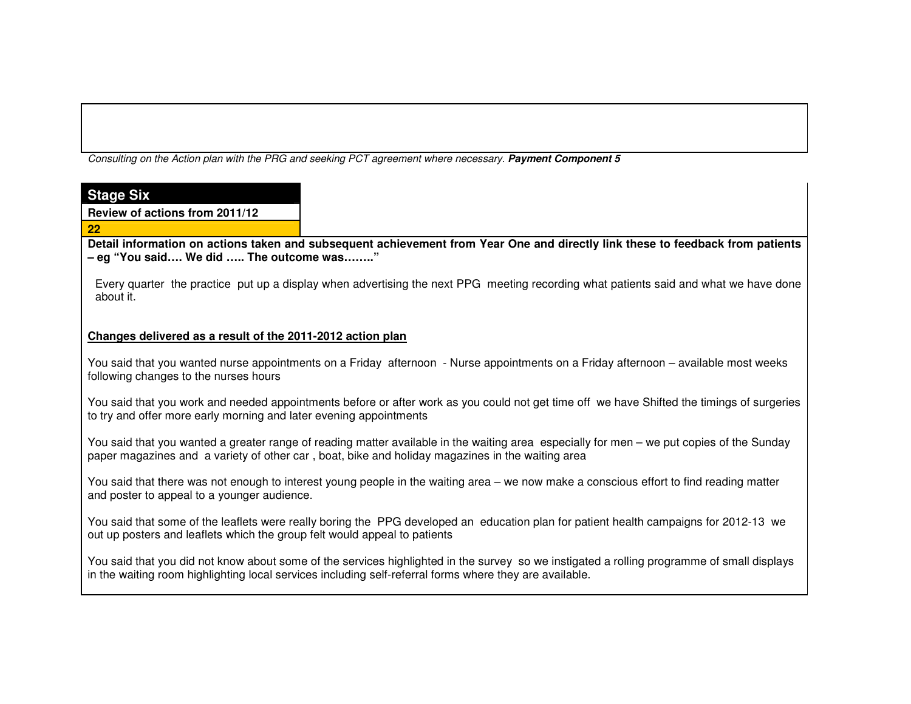*Consulting on the Action plan with the PRG and seeking PCT agreement where necessary.* ***Payment Component 5***

## Stage Six

**Review of actions from 2011/12**

**22**

**Detail information on actions taken and subsequent achievement from Year One and directly link these to feedback from patients – eg "You said…. We did ….. The outcome was…….."**

Every quarter the practice put up a display when advertising the next PPG meeting recording what patients said and what we have done about it.

**Changes delivered as a result of the 2011-2012 action plan**

You said that you wanted nurse appointments on a Friday afternoon - Nurse appointments on a Friday afternoon – available most weeks following changes to the nurses hours

You said that you work and needed appointments before or after work as you could not get time off we have Shifted the timings of surgeries to try and offer more early morning and later evening appointments

You said that you wanted a greater range of reading matter available in the waiting area especially for men – we put copies of the Sunday paper magazines and a variety of other car , boat, bike and holiday magazines in the waiting area

You said that there was not enough to interest young people in the waiting area – we now make a conscious effort to find reading matter and poster to appeal to a younger audience.

You said that some of the leaflets were really boring the PPG developed an education plan for patient health campaigns for 2012-13 we out up posters and leaflets which the group felt would appeal to patients

You said that you did not know about some of the services highlighted in the survey so we instigated a rolling programme of small displays in the waiting room highlighting local services including self-referral forms where they are available.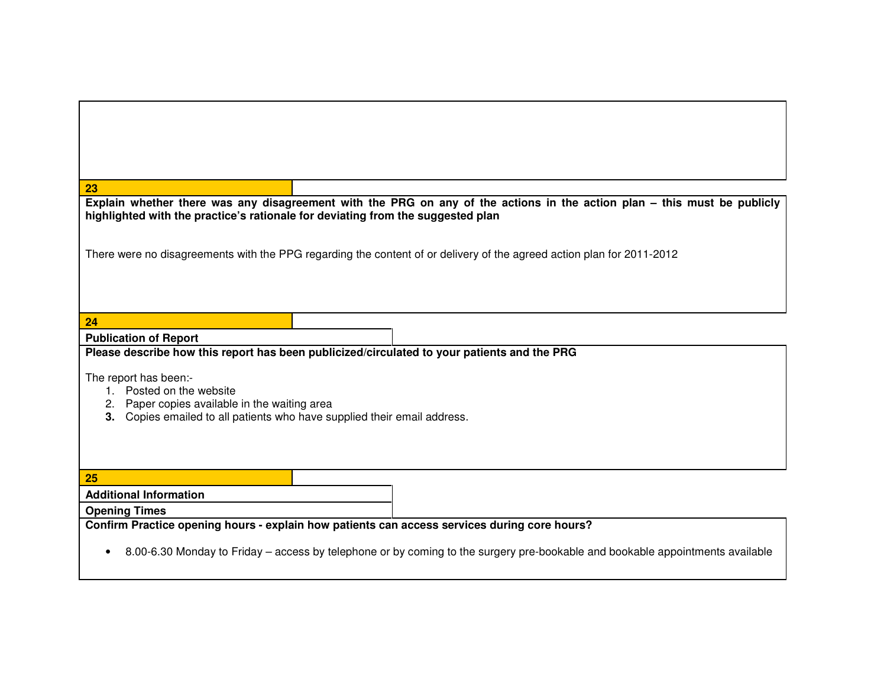## 23

**Explain whether there was any disagreement with the PRG on any of the actions in the action plan – this must be publicly highlighted with the practice's rationale for deviating from the suggested plan**

There were no disagreements with the PPG regarding the content of or delivery of the agreed action plan for 2011-2012

## 24

**Publication of Report**

**Please describe how this report has been publicized/circulated to your patients and the PRG**

The report has been:-

1. Posted on the website
2. Paper copies available in the waiting area
3. Copies emailed to all patients who have supplied their email address.

## 25

**Additional Information**

**Opening Times**

**Confirm Practice opening hours - explain how patients can access services during core hours?**

- 8.00-6.30 Monday to Friday – access by telephone or by coming to the surgery pre-bookable and bookable appointments available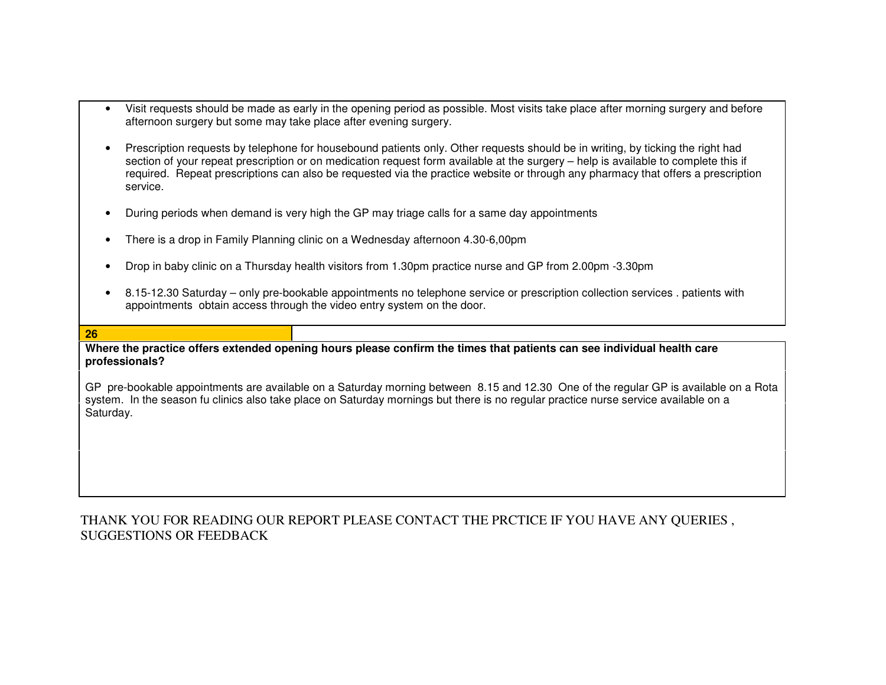- Visit requests should be made as early in the opening period as possible. Most visits take place after morning surgery and before afternoon surgery but some may take place after evening surgery.

- Prescription requests by telephone for housebound patients only. Other requests should be in writing, by ticking the right had section of your repeat prescription or on medication request form available at the surgery – help is available to complete this if required. Repeat prescriptions can also be requested via the practice website or through any pharmacy that offers a prescription service.

- During periods when demand is very high the GP may triage calls for a same day appointments

- There is a drop in Family Planning clinic on a Wednesday afternoon 4.30-6,00pm

- Drop in baby clinic on a Thursday health visitors from 1.30pm practice nurse and GP from 2.00pm -3.30pm

- 8.15-12.30 Saturday – only pre-bookable appointments no telephone service or prescription collection services . patients with appointments obtain access through the video entry system on the door.

**26**

**Where the practice offers extended opening hours please confirm the times that patients can see individual health care professionals?**

GP pre-bookable appointments are available on a Saturday morning between 8.15 and 12.30 One of the regular GP is available on a Rota system. In the season fu clinics also take place on Saturday mornings but there is no regular practice nurse service available on a Saturday.

THANK YOU FOR READING OUR REPORT PLEASE CONTACT THE PRCTICE IF YOU HAVE ANY QUERIES , SUGGESTIONS OR FEEDBACK